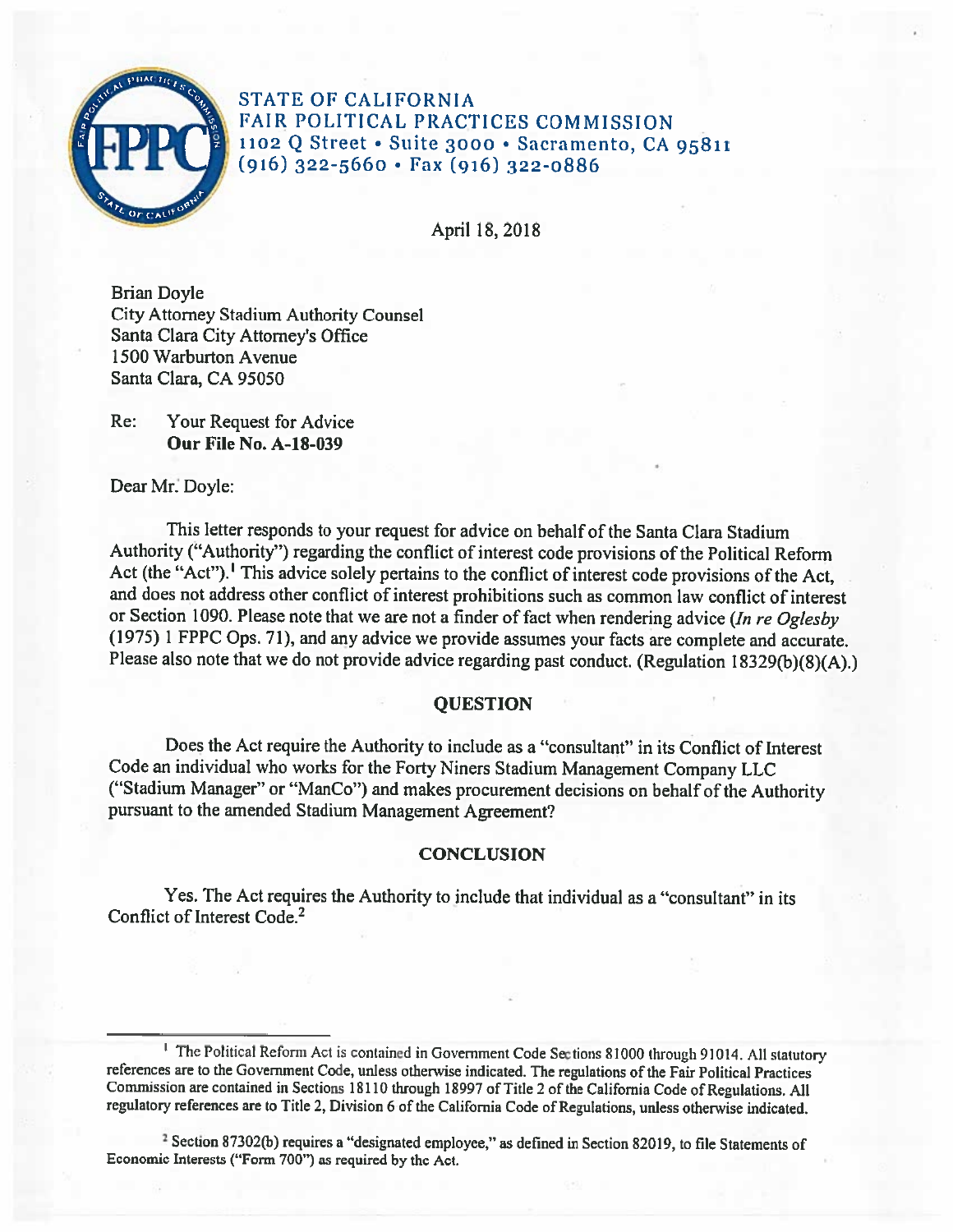STATE OF CALIFORNIA
FAIR POLITICAL PRACTICES COMMISSION
1102 Q Street • Suite 3000 • Sacramento, CA 95811
(916) 322-5660 • Fax (916) 322-0886

April 18, 2018

Brian Doyle
City Attorney Stadium Authority Counsel
Santa Clara City Attorney's Office
1500 Warburton Avenue
Santa Clara, CA 95050

Re: Your Request for Advice
**Our File No. A-18-039**

Dear Mr. Doyle:

This letter responds to your request for advice on behalf of the Santa Clara Stadium Authority ("Authority") regarding the conflict of interest code provisions of the Political Reform Act (the "Act").[1] This advice solely pertains to the conflict of interest code provisions of the Act, and does not address other conflict of interest prohibitions such as common law conflict of interest or Section 1090. Please note that we are not a finder of fact when rendering advice (*In re Oglesby* (1975) 1 FPPC Ops. 71), and any advice we provide assumes your facts are complete and accurate. Please also note that we do not provide advice regarding past conduct. (Regulation 18329(b)(8)(A).)

## QUESTION

Does the Act require the Authority to include as a "consultant" in its Conflict of Interest Code an individual who works for the Forty Niners Stadium Management Company LLC ("Stadium Manager" or "ManCo") and makes procurement decisions on behalf of the Authority pursuant to the amended Stadium Management Agreement?

## CONCLUSION

Yes. The Act requires the Authority to include that individual as a "consultant" in its Conflict of Interest Code.[2]

---

[1] The Political Reform Act is contained in Government Code Sections 81000 through 91014. All statutory references are to the Government Code, unless otherwise indicated. The regulations of the Fair Political Practices Commission are contained in Sections 18110 through 18997 of Title 2 of the California Code of Regulations. All regulatory references are to Title 2, Division 6 of the California Code of Regulations, unless otherwise indicated.

[2] Section 87302(b) requires a "designated employee," as defined in Section 82019, to file Statements of Economic Interests ("Form 700") as required by the Act.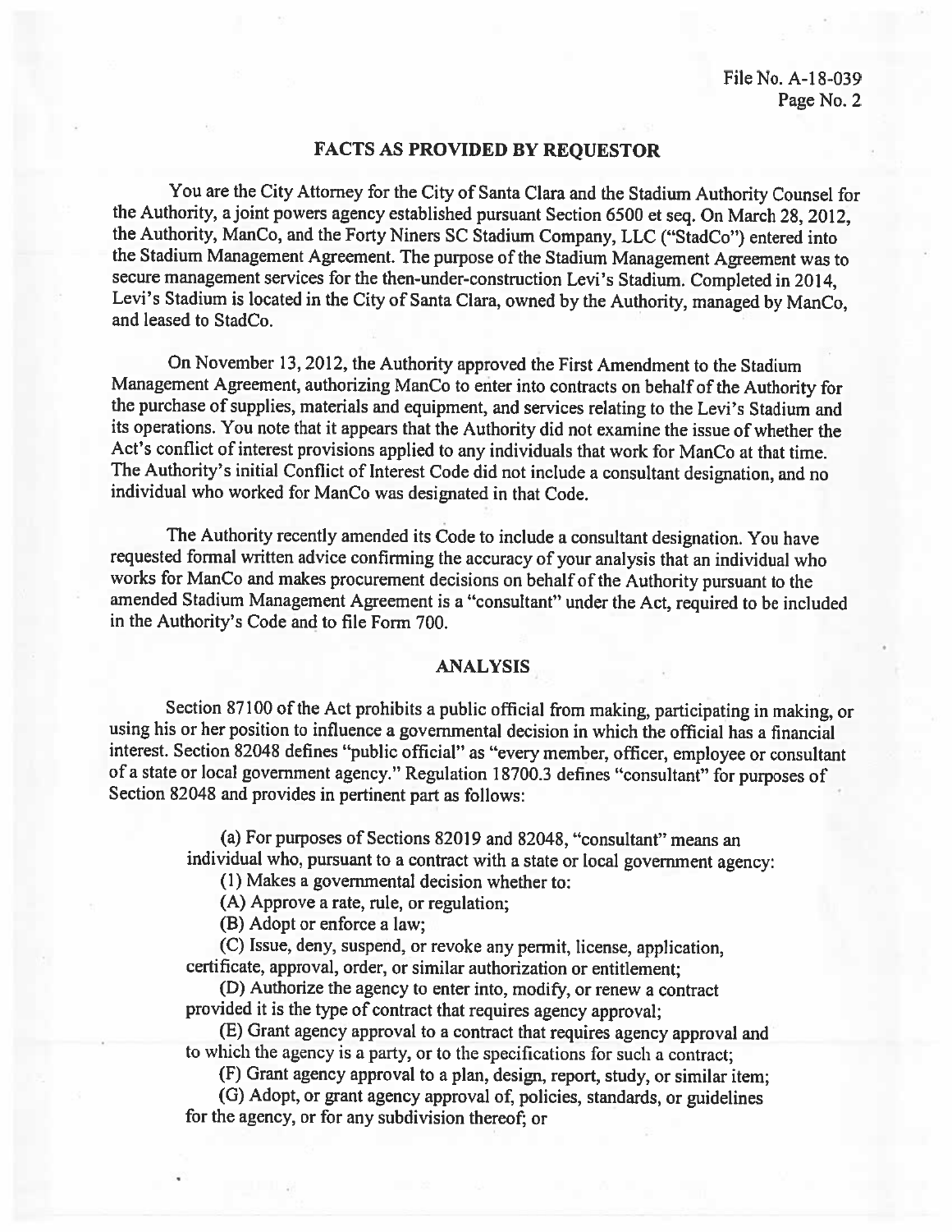## FACTS AS PROVIDED BY REQUESTOR

You are the City Attorney for the City of Santa Clara and the Stadium Authority Counsel for the Authority, a joint powers agency established pursuant Section 6500 et seq. On March 28, 2012, the Authority, ManCo, and the Forty Niners SC Stadium Company, LLC ("StadCo") entered into the Stadium Management Agreement. The purpose of the Stadium Management Agreement was to secure management services for the then-under-construction Levi's Stadium. Completed in 2014, Levi's Stadium is located in the City of Santa Clara, owned by the Authority, managed by ManCo, and leased to StadCo.

On November 13, 2012, the Authority approved the First Amendment to the Stadium Management Agreement, authorizing ManCo to enter into contracts on behalf of the Authority for the purchase of supplies, materials and equipment, and services relating to the Levi's Stadium and its operations. You note that it appears that the Authority did not examine the issue of whether the Act's conflict of interest provisions applied to any individuals that work for ManCo at that time. The Authority's initial Conflict of Interest Code did not include a consultant designation, and no individual who worked for ManCo was designated in that Code.

The Authority recently amended its Code to include a consultant designation. You have requested formal written advice confirming the accuracy of your analysis that an individual who works for ManCo and makes procurement decisions on behalf of the Authority pursuant to the amended Stadium Management Agreement is a "consultant" under the Act, required to be included in the Authority's Code and to file Form 700.

## ANALYSIS

Section 87100 of the Act prohibits a public official from making, participating in making, or using his or her position to influence a governmental decision in which the official has a financial interest. Section 82048 defines "public official" as "every member, officer, employee or consultant of a state or local government agency." Regulation 18700.3 defines "consultant" for purposes of Section 82048 and provides in pertinent part as follows:

> (a) For purposes of Sections 82019 and 82048, "consultant" means an individual who, pursuant to a contract with a state or local government agency:
>
> (1) Makes a governmental decision whether to:
>
> (A) Approve a rate, rule, or regulation;
>
> (B) Adopt or enforce a law;
>
> (C) Issue, deny, suspend, or revoke any permit, license, application, certificate, approval, order, or similar authorization or entitlement;
>
> (D) Authorize the agency to enter into, modify, or renew a contract provided it is the type of contract that requires agency approval;
>
> (E) Grant agency approval to a contract that requires agency approval and to which the agency is a party, or to the specifications for such a contract;
>
> (F) Grant agency approval to a plan, design, report, study, or similar item;
>
> (G) Adopt, or grant agency approval of, policies, standards, or guidelines for the agency, or for any subdivision thereof; or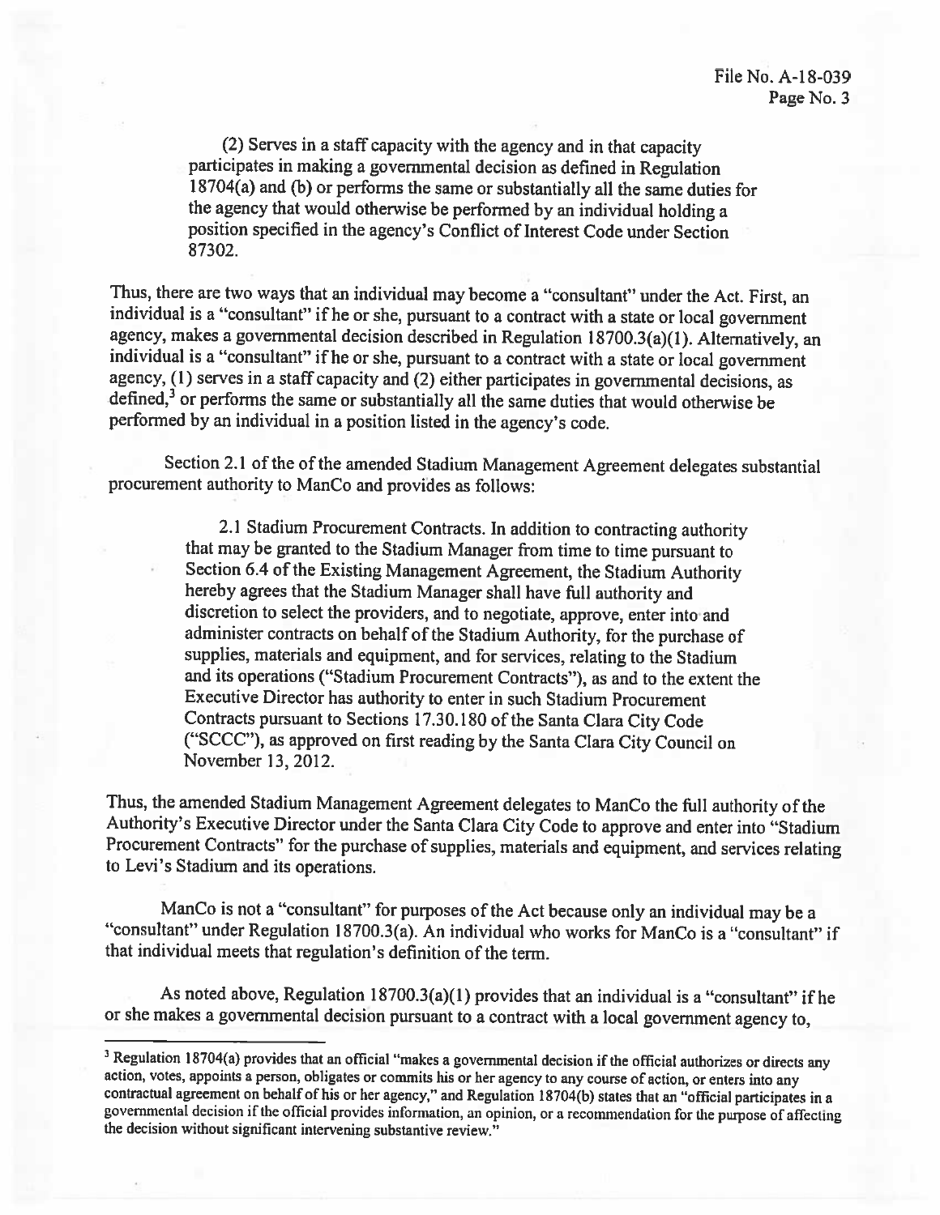(2) Serves in a staff capacity with the agency and in that capacity participates in making a governmental decision as defined in Regulation 18704(a) and (b) or performs the same or substantially all the same duties for the agency that would otherwise be performed by an individual holding a position specified in the agency's Conflict of Interest Code under Section 87302.

Thus, there are two ways that an individual may become a "consultant" under the Act. First, an individual is a "consultant" if he or she, pursuant to a contract with a state or local government agency, makes a governmental decision described in Regulation 18700.3(a)(1). Alternatively, an individual is a "consultant" if he or she, pursuant to a contract with a state or local government agency, (1) serves in a staff capacity and (2) either participates in governmental decisions, as defined,[3] or performs the same or substantially all the same duties that would otherwise be performed by an individual in a position listed in the agency's code.

Section 2.1 of the of the amended Stadium Management Agreement delegates substantial procurement authority to ManCo and provides as follows:

> 2.1 Stadium Procurement Contracts. In addition to contracting authority that may be granted to the Stadium Manager from time to time pursuant to Section 6.4 of the Existing Management Agreement, the Stadium Authority hereby agrees that the Stadium Manager shall have full authority and discretion to select the providers, and to negotiate, approve, enter into and administer contracts on behalf of the Stadium Authority, for the purchase of supplies, materials and equipment, and for services, relating to the Stadium and its operations ("Stadium Procurement Contracts"), as and to the extent the Executive Director has authority to enter in such Stadium Procurement Contracts pursuant to Sections 17.30.180 of the Santa Clara City Code ("SCCC"), as approved on first reading by the Santa Clara City Council on November 13, 2012.

Thus, the amended Stadium Management Agreement delegates to ManCo the full authority of the Authority's Executive Director under the Santa Clara City Code to approve and enter into "Stadium Procurement Contracts" for the purchase of supplies, materials and equipment, and services relating to Levi's Stadium and its operations.

ManCo is not a "consultant" for purposes of the Act because only an individual may be a "consultant" under Regulation 18700.3(a). An individual who works for ManCo is a "consultant" if that individual meets that regulation's definition of the term.

As noted above, Regulation 18700.3(a)(1) provides that an individual is a "consultant" if he or she makes a governmental decision pursuant to a contract with a local government agency to,

---

[3] Regulation 18704(a) provides that an official "makes a governmental decision if the official authorizes or directs any action, votes, appoints a person, obligates or commits his or her agency to any course of action, or enters into any contractual agreement on behalf of his or her agency," and Regulation 18704(b) states that an "official participates in a governmental decision if the official provides information, an opinion, or a recommendation for the purpose of affecting the decision without significant intervening substantive review."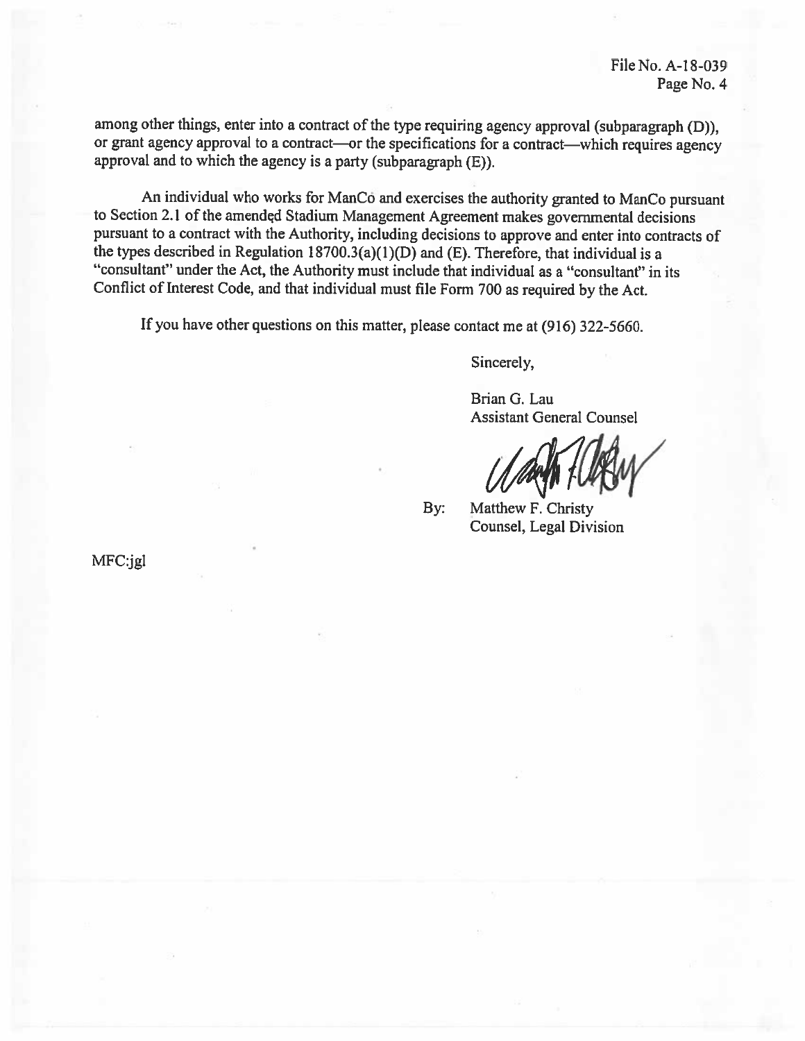among other things, enter into a contract of the type requiring agency approval (subparagraph (D)), or grant agency approval to a contract—or the specifications for a contract—which requires agency approval and to which the agency is a party (subparagraph (E)).

An individual who works for ManCo and exercises the authority granted to ManCo pursuant to Section 2.1 of the amended Stadium Management Agreement makes governmental decisions pursuant to a contract with the Authority, including decisions to approve and enter into contracts of the types described in Regulation 18700.3(a)(1)(D) and (E). Therefore, that individual is a "consultant" under the Act, the Authority must include that individual as a "consultant" in its Conflict of Interest Code, and that individual must file Form 700 as required by the Act.

If you have other questions on this matter, please contact me at (916) 322-5660.

Sincerely,

Brian G. Lau
Assistant General Counsel

By: Matthew F. Christy
Counsel, Legal Division

MFC:jgl